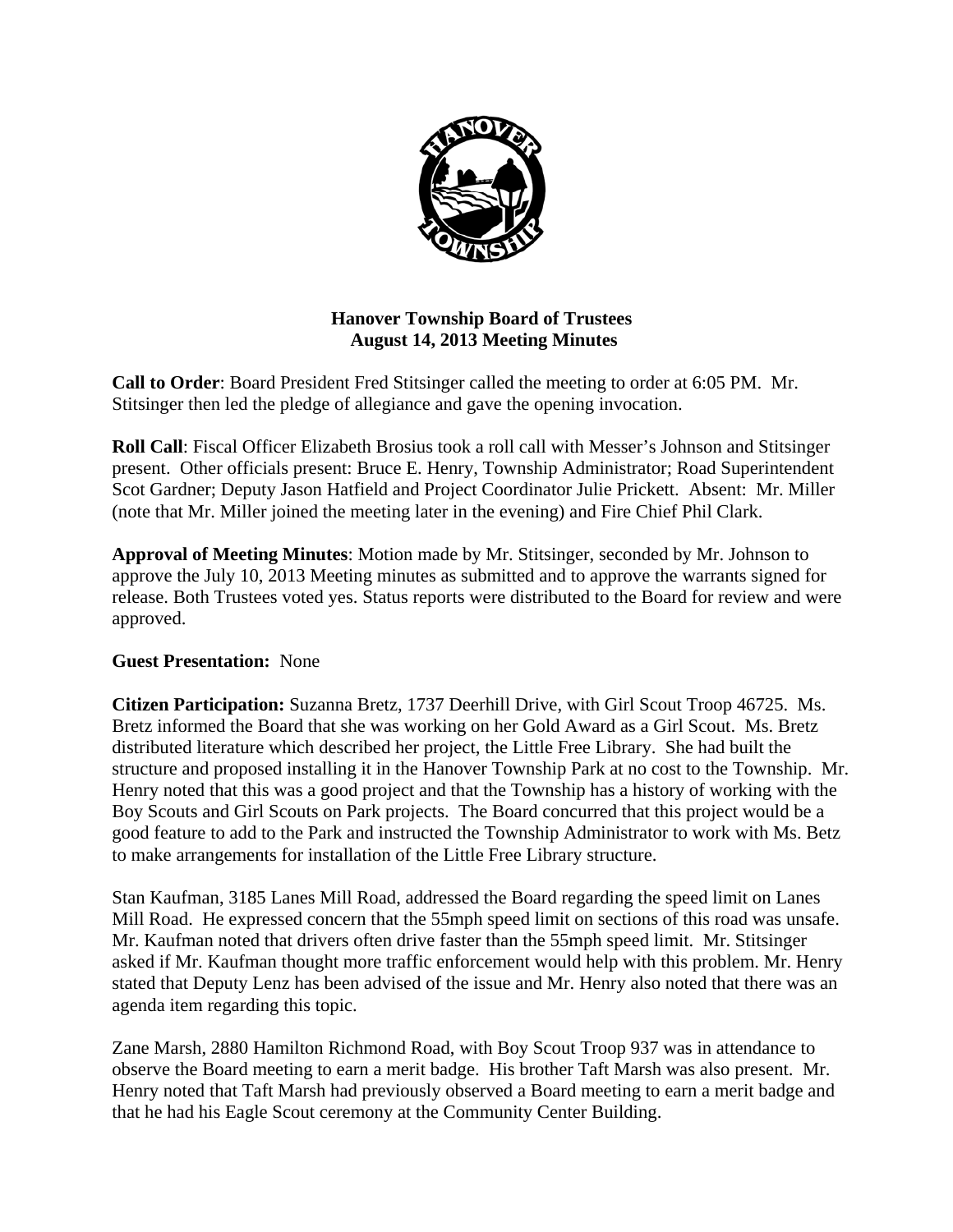# Hanover Township Board of Trustees
## August 14, 2013 Meeting Minutes

**Call to Order**: Board President Fred Stitsinger called the meeting to order at 6:05 PM. Mr. Stitsinger then led the pledge of allegiance and gave the opening invocation.

**Roll Call**: Fiscal Officer Elizabeth Brosius took a roll call with Messer's Johnson and Stitsinger present. Other officials present: Bruce E. Henry, Township Administrator; Road Superintendent Scot Gardner; Deputy Jason Hatfield and Project Coordinator Julie Prickett. Absent: Mr. Miller (note that Mr. Miller joined the meeting later in the evening) and Fire Chief Phil Clark.

**Approval of Meeting Minutes**: Motion made by Mr. Stitsinger, seconded by Mr. Johnson to approve the July 10, 2013 Meeting minutes as submitted and to approve the warrants signed for release. Both Trustees voted yes. Status reports were distributed to the Board for review and were approved.

**Guest Presentation:** None

**Citizen Participation:** Suzanna Bretz, 1737 Deerhill Drive, with Girl Scout Troop 46725. Ms. Bretz informed the Board that she was working on her Gold Award as a Girl Scout. Ms. Bretz distributed literature which described her project, the Little Free Library. She had built the structure and proposed installing it in the Hanover Township Park at no cost to the Township. Mr. Henry noted that this was a good project and that the Township has a history of working with the Boy Scouts and Girl Scouts on Park projects. The Board concurred that this project would be a good feature to add to the Park and instructed the Township Administrator to work with Ms. Betz to make arrangements for installation of the Little Free Library structure.

Stan Kaufman, 3185 Lanes Mill Road, addressed the Board regarding the speed limit on Lanes Mill Road. He expressed concern that the 55mph speed limit on sections of this road was unsafe. Mr. Kaufman noted that drivers often drive faster than the 55mph speed limit. Mr. Stitsinger asked if Mr. Kaufman thought more traffic enforcement would help with this problem. Mr. Henry stated that Deputy Lenz has been advised of the issue and Mr. Henry also noted that there was an agenda item regarding this topic.

Zane Marsh, 2880 Hamilton Richmond Road, with Boy Scout Troop 937 was in attendance to observe the Board meeting to earn a merit badge. His brother Taft Marsh was also present. Mr. Henry noted that Taft Marsh had previously observed a Board meeting to earn a merit badge and that he had his Eagle Scout ceremony at the Community Center Building.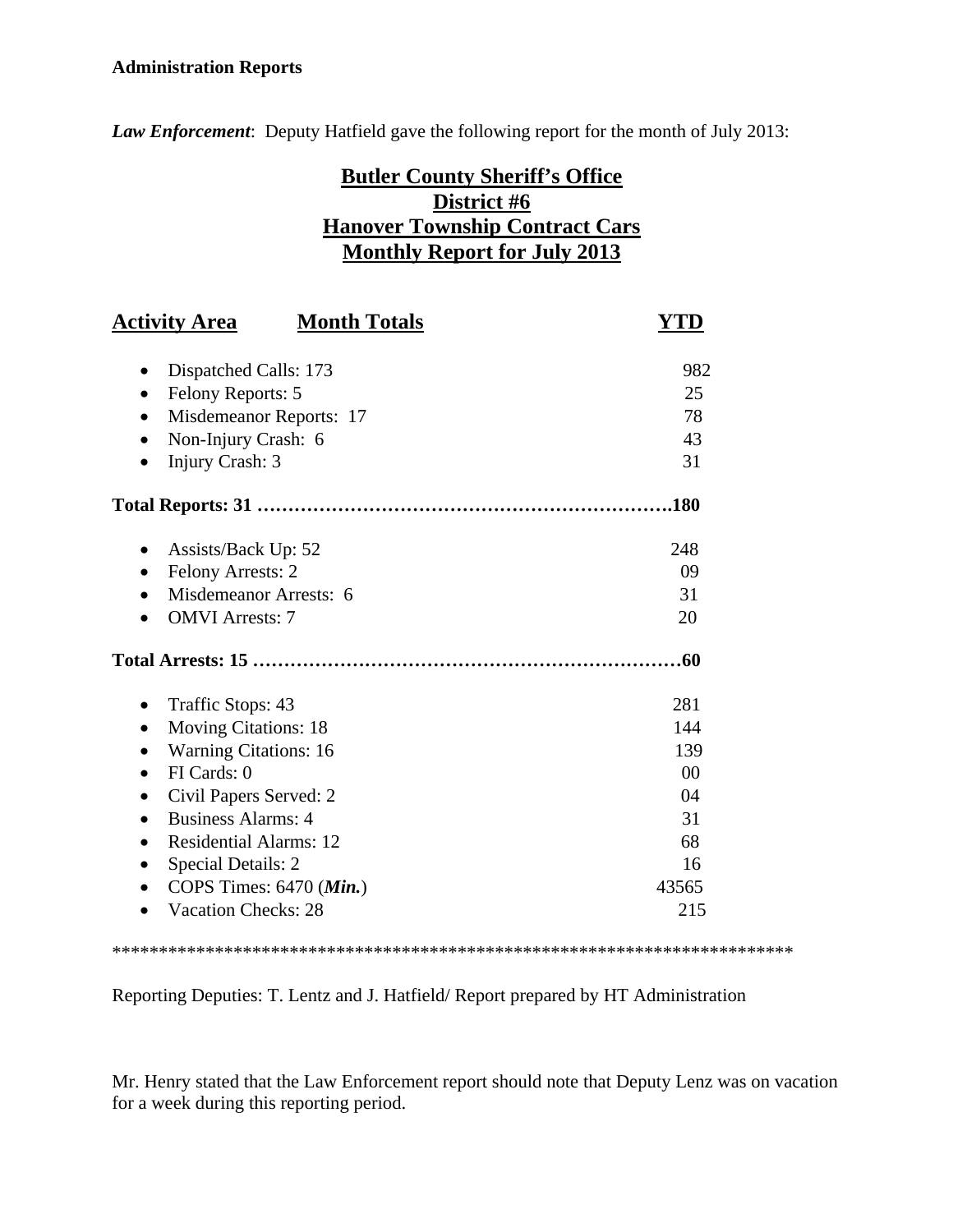**Administration Reports**

***Law Enforcement***: Deputy Hatfield gave the following report for the month of July 2013:

## Butler County Sheriff's Office
## District #6
## Hanover Township Contract Cars
## Monthly Report for July 2013

| Activity Area | Month Totals | YTD |
|---|---|---|
| • Dispatched Calls: 173 | | 982 |
| • Felony Reports: 5 | | 25 |
| • Misdemeanor Reports: 17 | | 78 |
| • Non-Injury Crash: 6 | | 43 |
| • Injury Crash: 3 | | 31 |
| **Total Reports: 31** | | **180** |
| • Assists/Back Up: 52 | | 248 |
| • Felony Arrests: 2 | | 09 |
| • Misdemeanor Arrests: 6 | | 31 |
| • OMVI Arrests: 7 | | 20 |
| **Total Arrests: 15** | | **60** |
| • Traffic Stops: 43 | | 281 |
| • Moving Citations: 18 | | 144 |
| • Warning Citations: 16 | | 139 |
| • FI Cards: 0 | | 00 |
| • Civil Papers Served: 2 | | 04 |
| • Business Alarms: 4 | | 31 |
| • Residential Alarms: 12 | | 68 |
| • Special Details: 2 | | 16 |
| • COPS Times: 6470 (***Min.***) | | 43565 |
| • Vacation Checks: 28 | | 215 |

***************************************************************************

Reporting Deputies: T. Lentz and J. Hatfield/ Report prepared by HT Administration

Mr. Henry stated that the Law Enforcement report should note that Deputy Lenz was on vacation for a week during this reporting period.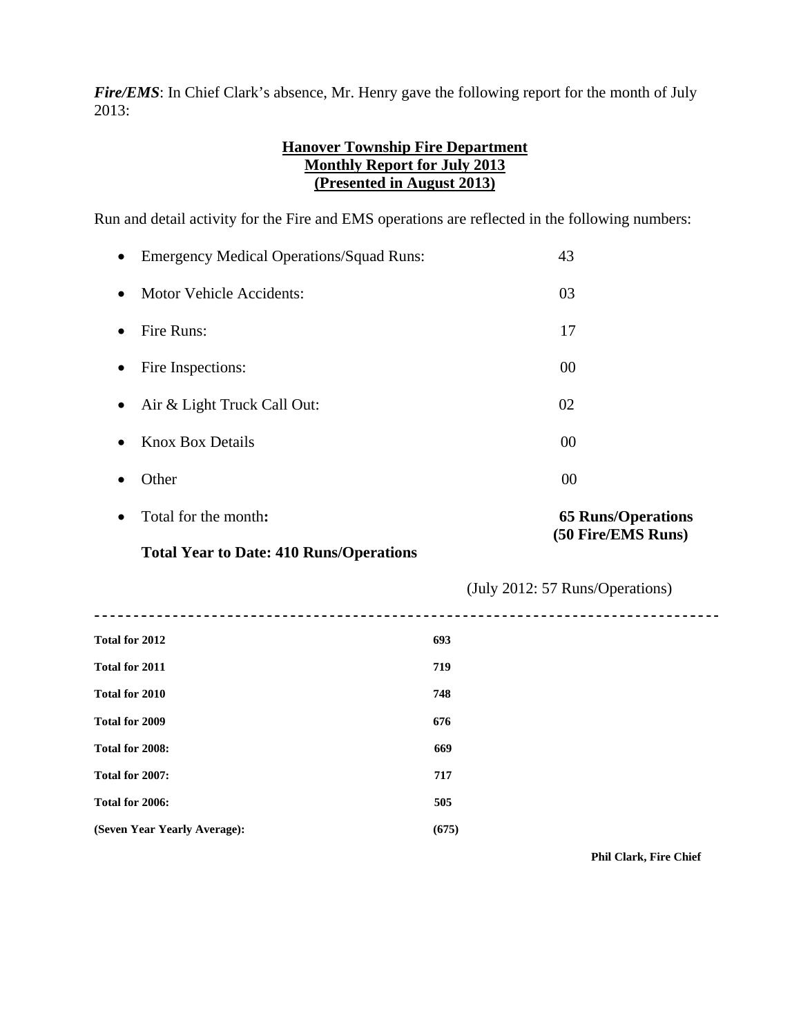***Fire/EMS***: In Chief Clark's absence, Mr. Henry gave the following report for the month of July 2013:

**Hanover Township Fire Department**
**Monthly Report for July 2013**
**(Presented in August 2013)**

Run and detail activity for the Fire and EMS operations are reflected in the following numbers:

- Emergency Medical Operations/Squad Runs: 43
- Motor Vehicle Accidents: 03
- Fire Runs: 17
- Fire Inspections: 00
- Air & Light Truck Call Out: 02
- Knox Box Details 00
- Other 00
- Total for the month**:** **65 Runs/Operations (50 Fire/EMS Runs)**

**Total Year to Date: 410 Runs/Operations**

(July 2012: 57 Runs/Operations)

---

| | |
|---|---|
| **Total for 2012** | **693** |
| **Total for 2011** | **719** |
| **Total for 2010** | **748** |
| **Total for 2009** | **676** |
| **Total for 2008:** | **669** |
| **Total for 2007:** | **717** |
| **Total for 2006:** | **505** |
| **(Seven Year Yearly Average):** | **(675)** |

**Phil Clark, Fire Chief**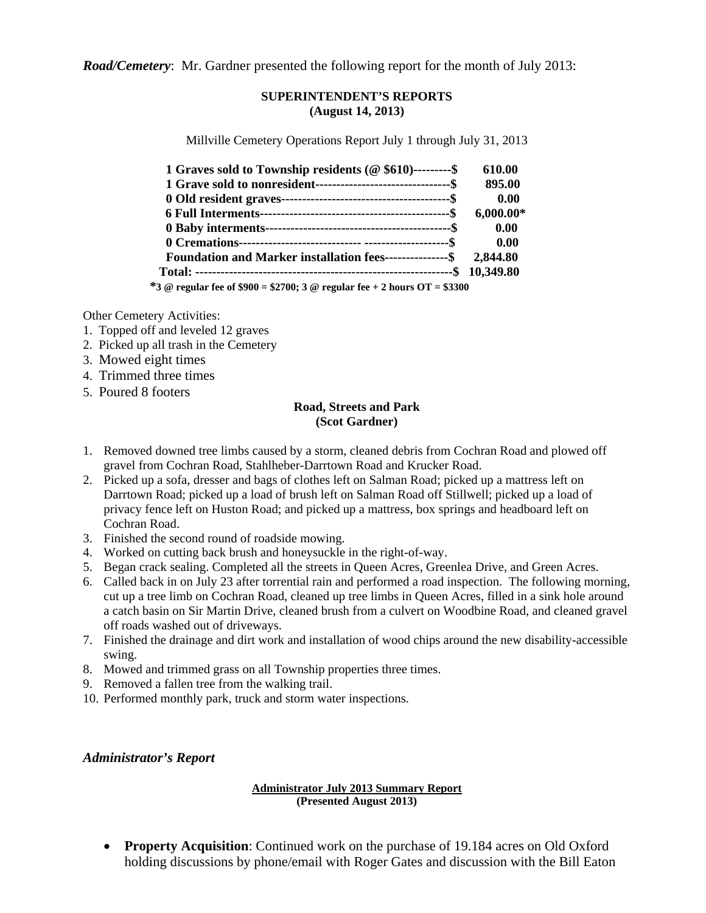***Road/Cemetery***: Mr. Gardner presented the following report for the month of July 2013:

**SUPERINTENDENT'S REPORTS**
**(August 14, 2013)**

Millville Cemetery Operations Report July 1 through July 31, 2013

| | |
|---|---|
| **1 Graves sold to Township residents (@ $610)---------$** | **610.00** |
| **1 Grave sold to nonresident--------------------------------$** | **895.00** |
| **0 Old resident graves----------------------------------------$** | **0.00** |
| **6 Full Interments---------------------------------------------$** | **6,000.00*** |
| **0 Baby interments--------------------------------------------$** | **0.00** |
| **0 Cremations----------------------------- --------------------$** | **0.00** |
| **Foundation and Marker installation fees---------------$** | **2,844.80** |
| **Total: -------------------------------------------------------------$** | **10,349.80** |

***3 @ regular fee of $900 = $2700; 3 @ regular fee + 2 hours OT = $3300**

Other Cemetery Activities:
1. Topped off and leveled 12 graves
2. Picked up all trash in the Cemetery
3. Mowed eight times
4. Trimmed three times
5. Poured 8 footers

**Road, Streets and Park**
**(Scot Gardner)**

1. Removed downed tree limbs caused by a storm, cleaned debris from Cochran Road and plowed off gravel from Cochran Road, Stahlheber-Darrtown Road and Krucker Road.
2. Picked up a sofa, dresser and bags of clothes left on Salman Road; picked up a mattress left on Darrtown Road; picked up a load of brush left on Salman Road off Stillwell; picked up a load of privacy fence left on Huston Road; and picked up a mattress, box springs and headboard left on Cochran Road.
3. Finished the second round of roadside mowing.
4. Worked on cutting back brush and honeysuckle in the right-of-way.
5. Began crack sealing. Completed all the streets in Queen Acres, Greenlea Drive, and Green Acres.
6. Called back in on July 23 after torrential rain and performed a road inspection. The following morning, cut up a tree limb on Cochran Road, cleaned up tree limbs in Queen Acres, filled in a sink hole around a catch basin on Sir Martin Drive, cleaned brush from a culvert on Woodbine Road, and cleaned gravel off roads washed out of driveways.
7. Finished the drainage and dirt work and installation of wood chips around the new disability-accessible swing.
8. Mowed and trimmed grass on all Township properties three times.
9. Removed a fallen tree from the walking trail.
10. Performed monthly park, truck and storm water inspections.

***Administrator's Report***

**Administrator July 2013 Summary Report**
**(Presented August 2013)**

- **Property Acquisition**: Continued work on the purchase of 19.184 acres on Old Oxford holding discussions by phone/email with Roger Gates and discussion with the Bill Eaton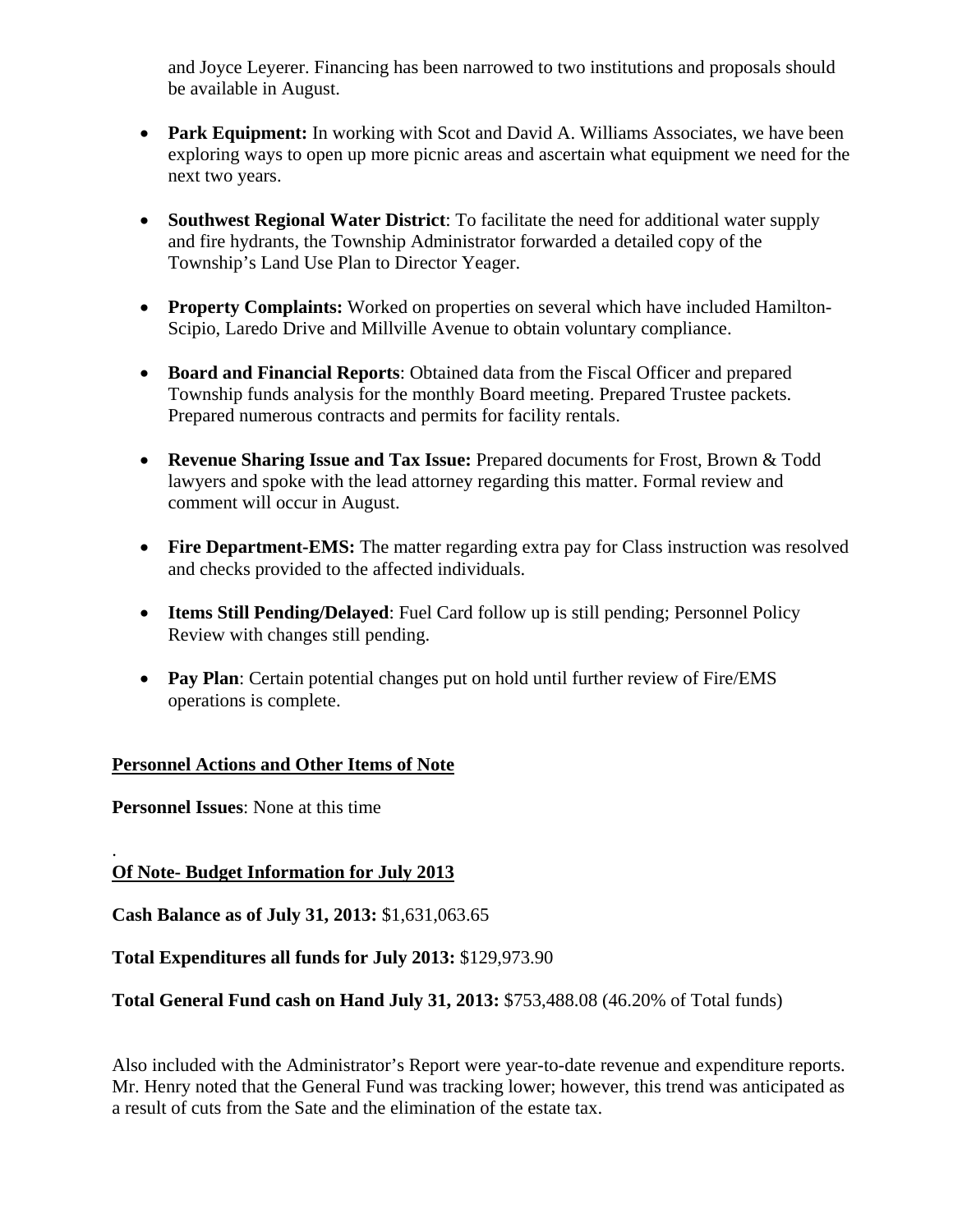and Joyce Leyerer. Financing has been narrowed to two institutions and proposals should be available in August.

- **Park Equipment:** In working with Scot and David A. Williams Associates, we have been exploring ways to open up more picnic areas and ascertain what equipment we need for the next two years.

- **Southwest Regional Water District**: To facilitate the need for additional water supply and fire hydrants, the Township Administrator forwarded a detailed copy of the Township's Land Use Plan to Director Yeager.

- **Property Complaints:** Worked on properties on several which have included Hamilton-Scipio, Laredo Drive and Millville Avenue to obtain voluntary compliance.

- **Board and Financial Reports**: Obtained data from the Fiscal Officer and prepared Township funds analysis for the monthly Board meeting. Prepared Trustee packets. Prepared numerous contracts and permits for facility rentals.

- **Revenue Sharing Issue and Tax Issue:** Prepared documents for Frost, Brown & Todd lawyers and spoke with the lead attorney regarding this matter. Formal review and comment will occur in August.

- **Fire Department-EMS:** The matter regarding extra pay for Class instruction was resolved and checks provided to the affected individuals.

- **Items Still Pending/Delayed**: Fuel Card follow up is still pending; Personnel Policy Review with changes still pending.

- **Pay Plan**: Certain potential changes put on hold until further review of Fire/EMS operations is complete.

**Personnel Actions and Other Items of Note**

**Personnel Issues**: None at this time

.
**Of Note- Budget Information for July 2013**

**Cash Balance as of July 31, 2013:** $1,631,063.65

**Total Expenditures all funds for July 2013:** $129,973.90

**Total General Fund cash on Hand July 31, 2013:** $753,488.08 (46.20% of Total funds)

Also included with the Administrator's Report were year-to-date revenue and expenditure reports. Mr. Henry noted that the General Fund was tracking lower; however, this trend was anticipated as a result of cuts from the Sate and the elimination of the estate tax.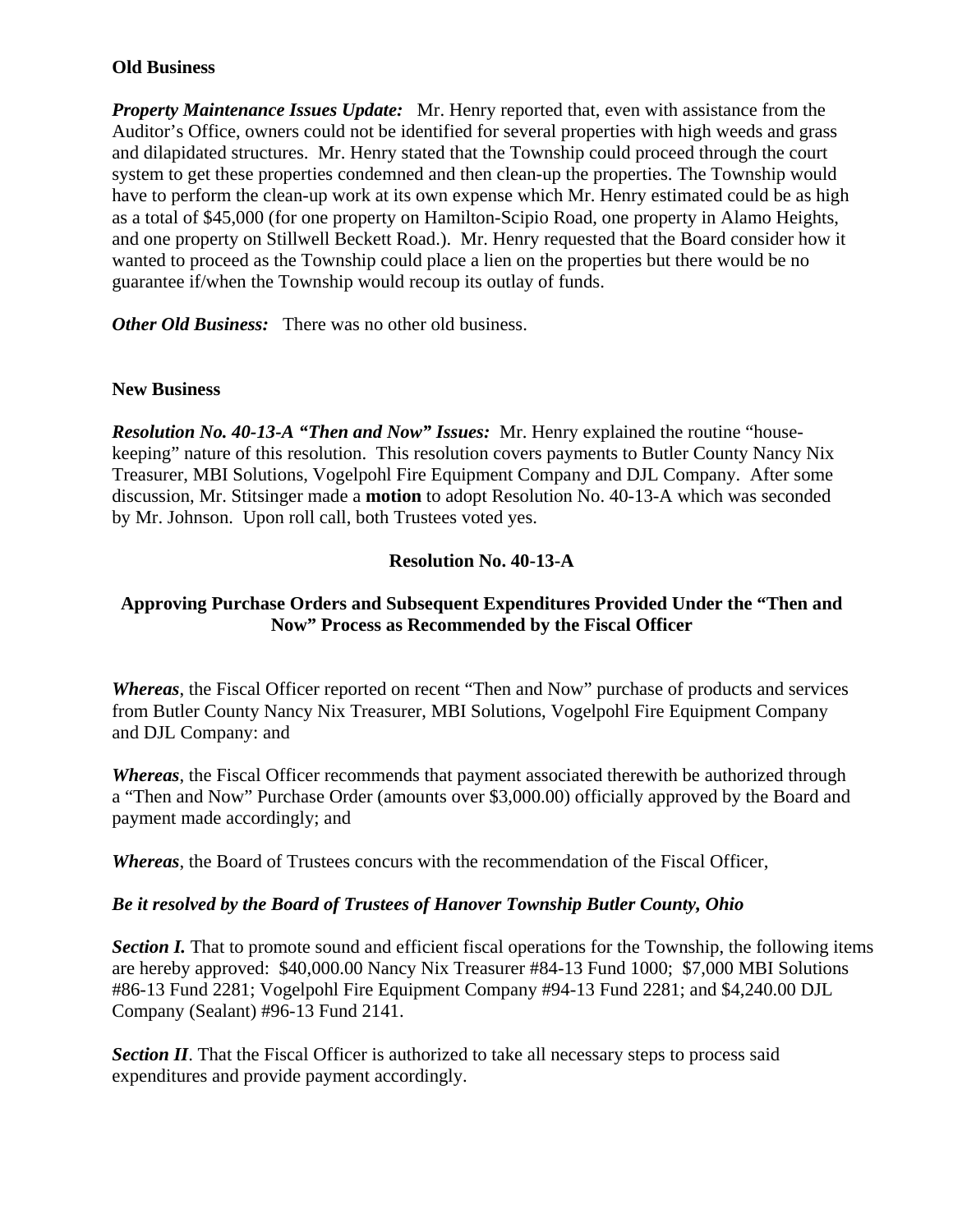**Old Business**

***Property Maintenance Issues Update:*** Mr. Henry reported that, even with assistance from the Auditor's Office, owners could not be identified for several properties with high weeds and grass and dilapidated structures. Mr. Henry stated that the Township could proceed through the court system to get these properties condemned and then clean-up the properties. The Township would have to perform the clean-up work at its own expense which Mr. Henry estimated could be as high as a total of $45,000 (for one property on Hamilton-Scipio Road, one property in Alamo Heights, and one property on Stillwell Beckett Road.). Mr. Henry requested that the Board consider how it wanted to proceed as the Township could place a lien on the properties but there would be no guarantee if/when the Township would recoup its outlay of funds.

***Other Old Business:*** There was no other old business.

**New Business**

***Resolution No. 40-13-A "Then and Now" Issues:*** Mr. Henry explained the routine "house-keeping" nature of this resolution. This resolution covers payments to Butler County Nancy Nix Treasurer, MBI Solutions, Vogelpohl Fire Equipment Company and DJL Company. After some discussion, Mr. Stitsinger made a **motion** to adopt Resolution No. 40-13-A which was seconded by Mr. Johnson. Upon roll call, both Trustees voted yes.

**Resolution No. 40-13-A**

**Approving Purchase Orders and Subsequent Expenditures Provided Under the "Then and Now" Process as Recommended by the Fiscal Officer**

***Whereas***, the Fiscal Officer reported on recent "Then and Now" purchase of products and services from Butler County Nancy Nix Treasurer, MBI Solutions, Vogelpohl Fire Equipment Company and DJL Company: and

***Whereas***, the Fiscal Officer recommends that payment associated therewith be authorized through a "Then and Now" Purchase Order (amounts over $3,000.00) officially approved by the Board and payment made accordingly; and

***Whereas***, the Board of Trustees concurs with the recommendation of the Fiscal Officer,

***Be it resolved by the Board of Trustees of Hanover Township Butler County, Ohio***

***Section I.*** That to promote sound and efficient fiscal operations for the Township, the following items are hereby approved: $40,000.00 Nancy Nix Treasurer #84-13 Fund 1000; $7,000 MBI Solutions #86-13 Fund 2281; Vogelpohl Fire Equipment Company #94-13 Fund 2281; and $4,240.00 DJL Company (Sealant) #96-13 Fund 2141.

***Section II***. That the Fiscal Officer is authorized to take all necessary steps to process said expenditures and provide payment accordingly.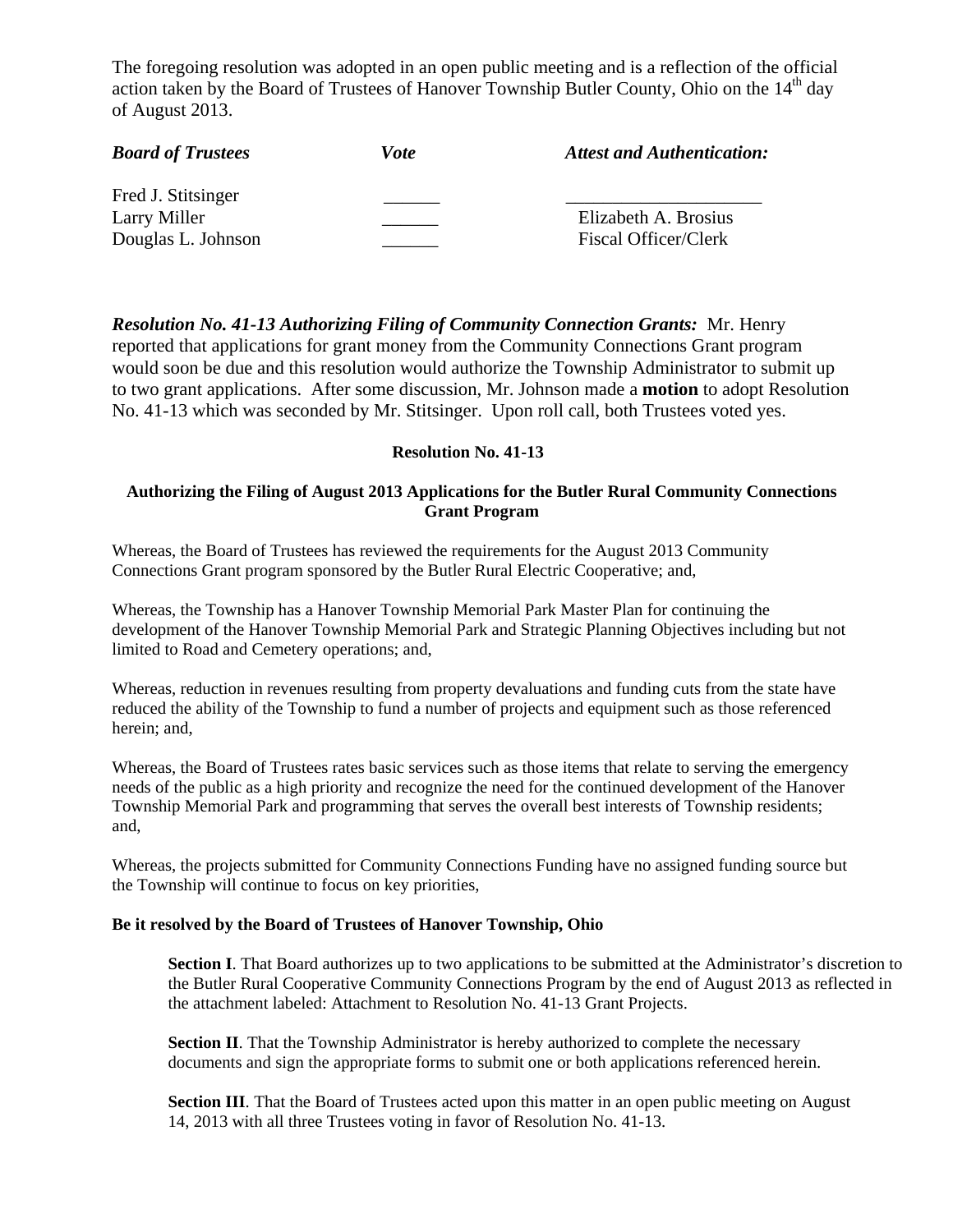The foregoing resolution was adopted in an open public meeting and is a reflection of the official action taken by the Board of Trustees of Hanover Township Butler County, Ohio on the 14th day of August 2013.

| ***Board of Trustees*** | ***Vote*** | ***Attest and Authentication:*** |
|---|---|---|
| Fred J. Stitsinger | ______ | ____________________ |
| Larry Miller | ______ | Elizabeth A. Brosius |
| Douglas L. Johnson | ______ | Fiscal Officer/Clerk |

***Resolution No. 41-13 Authorizing Filing of Community Connection Grants:*** Mr. Henry reported that applications for grant money from the Community Connections Grant program would soon be due and this resolution would authorize the Township Administrator to submit up to two grant applications. After some discussion, Mr. Johnson made a **motion** to adopt Resolution No. 41-13 which was seconded by Mr. Stitsinger. Upon roll call, both Trustees voted yes.

**Resolution No. 41-13**

**Authorizing the Filing of August 2013 Applications for the Butler Rural Community Connections Grant Program**

Whereas, the Board of Trustees has reviewed the requirements for the August 2013 Community Connections Grant program sponsored by the Butler Rural Electric Cooperative; and,

Whereas, the Township has a Hanover Township Memorial Park Master Plan for continuing the development of the Hanover Township Memorial Park and Strategic Planning Objectives including but not limited to Road and Cemetery operations; and,

Whereas, reduction in revenues resulting from property devaluations and funding cuts from the state have reduced the ability of the Township to fund a number of projects and equipment such as those referenced herein; and,

Whereas, the Board of Trustees rates basic services such as those items that relate to serving the emergency needs of the public as a high priority and recognize the need for the continued development of the Hanover Township Memorial Park and programming that serves the overall best interests of Township residents; and,

Whereas, the projects submitted for Community Connections Funding have no assigned funding source but the Township will continue to focus on key priorities,

**Be it resolved by the Board of Trustees of Hanover Township, Ohio**

**Section I**. That Board authorizes up to two applications to be submitted at the Administrator's discretion to the Butler Rural Cooperative Community Connections Program by the end of August 2013 as reflected in the attachment labeled: Attachment to Resolution No. 41-13 Grant Projects.

**Section II**. That the Township Administrator is hereby authorized to complete the necessary documents and sign the appropriate forms to submit one or both applications referenced herein.

**Section III**. That the Board of Trustees acted upon this matter in an open public meeting on August 14, 2013 with all three Trustees voting in favor of Resolution No. 41-13.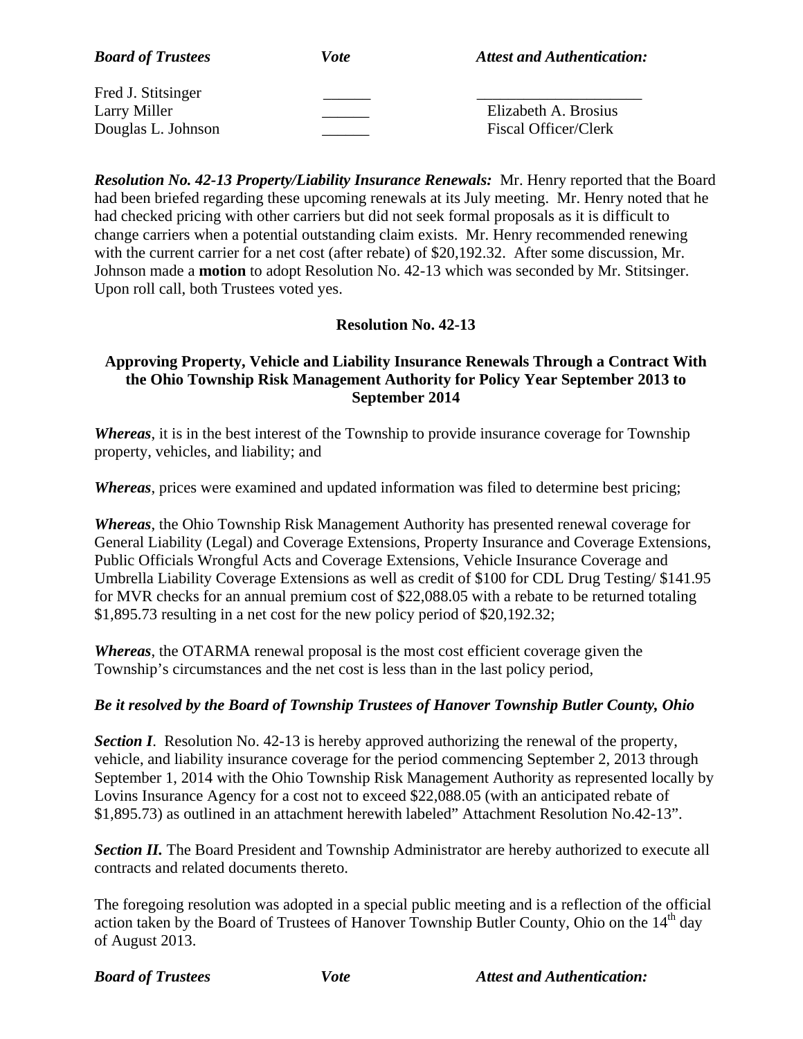| ***Board of Trustees*** | ***Vote*** | ***Attest and Authentication:*** |
|---|---|---|
| Fred J. Stitsinger | ______ | _____________________ |
| Larry Miller | ______ | Elizabeth A. Brosius |
| Douglas L. Johnson | ______ | Fiscal Officer/Clerk |

***Resolution No. 42-13 Property/Liability Insurance Renewals:*** Mr. Henry reported that the Board had been briefed regarding these upcoming renewals at its July meeting. Mr. Henry noted that he had checked pricing with other carriers but did not seek formal proposals as it is difficult to change carriers when a potential outstanding claim exists. Mr. Henry recommended renewing with the current carrier for a net cost (after rebate) of $20,192.32. After some discussion, Mr. Johnson made a **motion** to adopt Resolution No. 42-13 which was seconded by Mr. Stitsinger. Upon roll call, both Trustees voted yes.

**Resolution No. 42-13**

**Approving Property, Vehicle and Liability Insurance Renewals Through a Contract With the Ohio Township Risk Management Authority for Policy Year September 2013 to September 2014**

***Whereas***, it is in the best interest of the Township to provide insurance coverage for Township property, vehicles, and liability; and

***Whereas***, prices were examined and updated information was filed to determine best pricing;

***Whereas***, the Ohio Township Risk Management Authority has presented renewal coverage for General Liability (Legal) and Coverage Extensions, Property Insurance and Coverage Extensions, Public Officials Wrongful Acts and Coverage Extensions, Vehicle Insurance Coverage and Umbrella Liability Coverage Extensions as well as credit of $100 for CDL Drug Testing/ $141.95 for MVR checks for an annual premium cost of $22,088.05 with a rebate to be returned totaling $1,895.73 resulting in a net cost for the new policy period of $20,192.32;

***Whereas***, the OTARMA renewal proposal is the most cost efficient coverage given the Township's circumstances and the net cost is less than in the last policy period,

***Be it resolved by the Board of Township Trustees of Hanover Township Butler County, Ohio***

***Section I***. Resolution No. 42-13 is hereby approved authorizing the renewal of the property, vehicle, and liability insurance coverage for the period commencing September 2, 2013 through September 1, 2014 with the Ohio Township Risk Management Authority as represented locally by Lovins Insurance Agency for a cost not to exceed $22,088.05 (with an anticipated rebate of $1,895.73) as outlined in an attachment herewith labeled" Attachment Resolution No.42-13".

***Section II.*** The Board President and Township Administrator are hereby authorized to execute all contracts and related documents thereto.

The foregoing resolution was adopted in a special public meeting and is a reflection of the official action taken by the Board of Trustees of Hanover Township Butler County, Ohio on the 14th day of August 2013.

| ***Board of Trustees*** | ***Vote*** | ***Attest and Authentication:*** |
|---|---|---|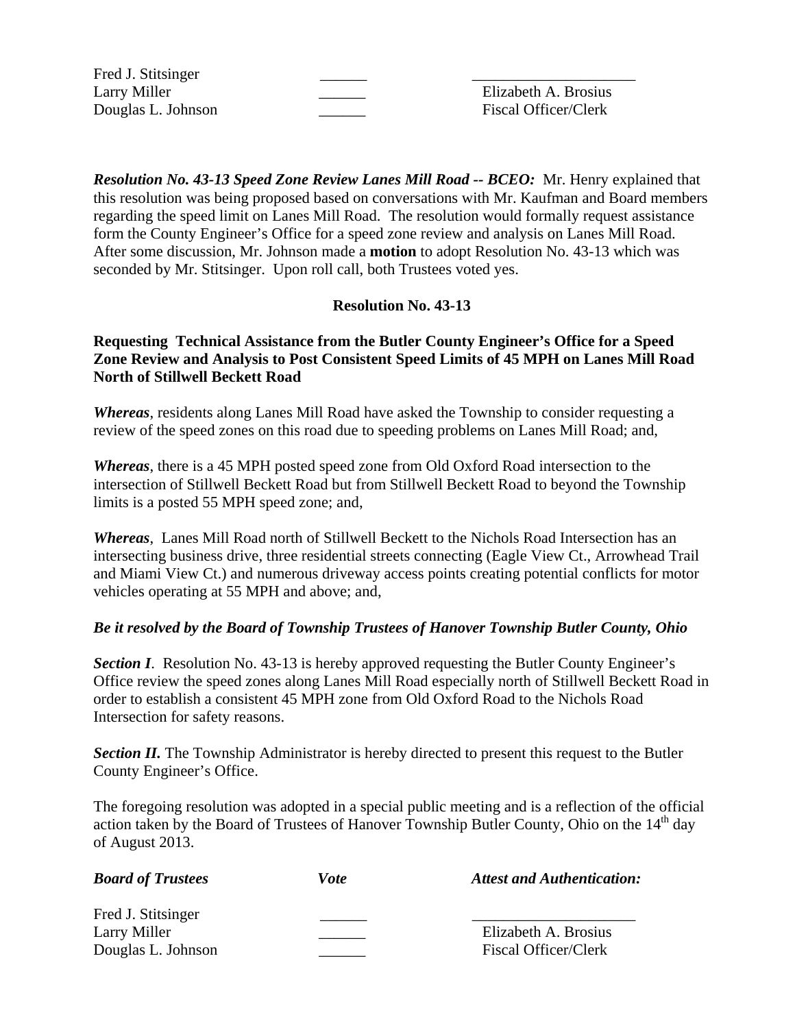| | | |
|---|---|---|
| Fred J. Stitsinger | ______ | ____________________ |
| Larry Miller | ______ | Elizabeth A. Brosius |
| Douglas L. Johnson | ______ | Fiscal Officer/Clerk |

***Resolution No. 43-13 Speed Zone Review Lanes Mill Road -- BCEO:*** Mr. Henry explained that this resolution was being proposed based on conversations with Mr. Kaufman and Board members regarding the speed limit on Lanes Mill Road. The resolution would formally request assistance form the County Engineer's Office for a speed zone review and analysis on Lanes Mill Road. After some discussion, Mr. Johnson made a **motion** to adopt Resolution No. 43-13 which was seconded by Mr. Stitsinger. Upon roll call, both Trustees voted yes.

**Resolution No. 43-13**

**Requesting Technical Assistance from the Butler County Engineer's Office for a Speed Zone Review and Analysis to Post Consistent Speed Limits of 45 MPH on Lanes Mill Road North of Stillwell Beckett Road**

***Whereas***, residents along Lanes Mill Road have asked the Township to consider requesting a review of the speed zones on this road due to speeding problems on Lanes Mill Road; and,

***Whereas***, there is a 45 MPH posted speed zone from Old Oxford Road intersection to the intersection of Stillwell Beckett Road but from Stillwell Beckett Road to beyond the Township limits is a posted 55 MPH speed zone; and,

***Whereas***, Lanes Mill Road north of Stillwell Beckett to the Nichols Road Intersection has an intersecting business drive, three residential streets connecting (Eagle View Ct., Arrowhead Trail and Miami View Ct.) and numerous driveway access points creating potential conflicts for motor vehicles operating at 55 MPH and above; and,

***Be it resolved by the Board of Township Trustees of Hanover Township Butler County, Ohio***

***Section I***. Resolution No. 43-13 is hereby approved requesting the Butler County Engineer's Office review the speed zones along Lanes Mill Road especially north of Stillwell Beckett Road in order to establish a consistent 45 MPH zone from Old Oxford Road to the Nichols Road Intersection for safety reasons.

***Section II.*** The Township Administrator is hereby directed to present this request to the Butler County Engineer's Office.

The foregoing resolution was adopted in a special public meeting and is a reflection of the official action taken by the Board of Trustees of Hanover Township Butler County, Ohio on the 14th day of August 2013.

| ***Board of Trustees*** | ***Vote*** | ***Attest and Authentication:*** |
|---|---|---|
| Fred J. Stitsinger | ______ | ____________________ |
| Larry Miller | ______ | Elizabeth A. Brosius |
| Douglas L. Johnson | ______ | Fiscal Officer/Clerk |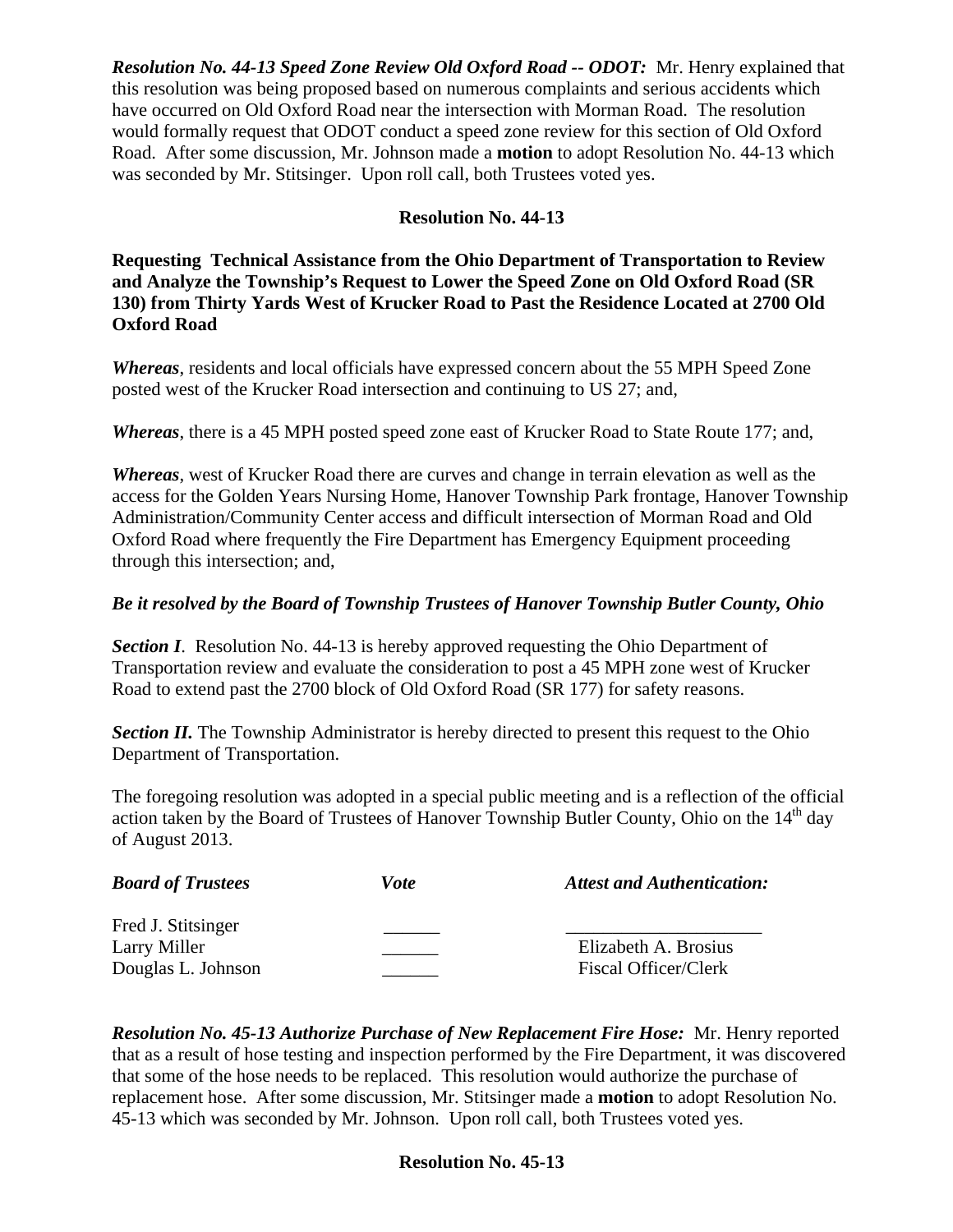***Resolution No. 44-13 Speed Zone Review Old Oxford Road -- ODOT:*** Mr. Henry explained that this resolution was being proposed based on numerous complaints and serious accidents which have occurred on Old Oxford Road near the intersection with Morman Road. The resolution would formally request that ODOT conduct a speed zone review for this section of Old Oxford Road. After some discussion, Mr. Johnson made a **motion** to adopt Resolution No. 44-13 which was seconded by Mr. Stitsinger. Upon roll call, both Trustees voted yes.

**Resolution No. 44-13**

**Requesting Technical Assistance from the Ohio Department of Transportation to Review and Analyze the Township's Request to Lower the Speed Zone on Old Oxford Road (SR 130) from Thirty Yards West of Krucker Road to Past the Residence Located at 2700 Old Oxford Road**

***Whereas***, residents and local officials have expressed concern about the 55 MPH Speed Zone posted west of the Krucker Road intersection and continuing to US 27; and,

***Whereas***, there is a 45 MPH posted speed zone east of Krucker Road to State Route 177; and,

***Whereas***, west of Krucker Road there are curves and change in terrain elevation as well as the access for the Golden Years Nursing Home, Hanover Township Park frontage, Hanover Township Administration/Community Center access and difficult intersection of Morman Road and Old Oxford Road where frequently the Fire Department has Emergency Equipment proceeding through this intersection; and,

***Be it resolved by the Board of Township Trustees of Hanover Township Butler County, Ohio***

***Section I***. Resolution No. 44-13 is hereby approved requesting the Ohio Department of Transportation review and evaluate the consideration to post a 45 MPH zone west of Krucker Road to extend past the 2700 block of Old Oxford Road (SR 177) for safety reasons.

***Section II.*** The Township Administrator is hereby directed to present this request to the Ohio Department of Transportation.

The foregoing resolution was adopted in a special public meeting and is a reflection of the official action taken by the Board of Trustees of Hanover Township Butler County, Ohio on the 14th day of August 2013.

| ***Board of Trustees*** | ***Vote*** | ***Attest and Authentication:*** |
|---|---|---|
| Fred J. Stitsinger | ______ | _____________________ |
| Larry Miller | ______ | Elizabeth A. Brosius |
| Douglas L. Johnson | ______ | Fiscal Officer/Clerk |

***Resolution No. 45-13 Authorize Purchase of New Replacement Fire Hose:*** Mr. Henry reported that as a result of hose testing and inspection performed by the Fire Department, it was discovered that some of the hose needs to be replaced. This resolution would authorize the purchase of replacement hose. After some discussion, Mr. Stitsinger made a **motion** to adopt Resolution No. 45-13 which was seconded by Mr. Johnson. Upon roll call, both Trustees voted yes.

**Resolution No. 45-13**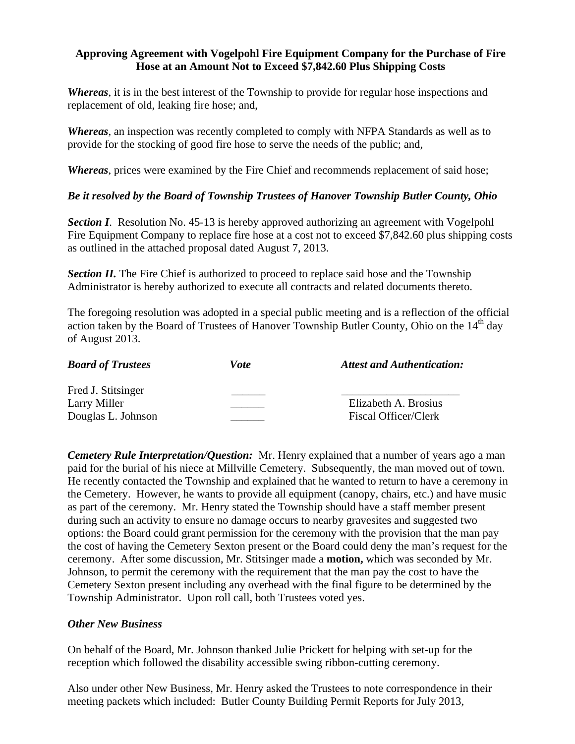**Approving Agreement with Vogelpohl Fire Equipment Company for the Purchase of Fire Hose at an Amount Not to Exceed $7,842.60 Plus Shipping Costs**

***Whereas***, it is in the best interest of the Township to provide for regular hose inspections and replacement of old, leaking fire hose; and,

***Whereas***, an inspection was recently completed to comply with NFPA Standards as well as to provide for the stocking of good fire hose to serve the needs of the public; and,

***Whereas***, prices were examined by the Fire Chief and recommends replacement of said hose;

***Be it resolved by the Board of Township Trustees of Hanover Township Butler County, Ohio***

***Section I***. Resolution No. 45-13 is hereby approved authorizing an agreement with Vogelpohl Fire Equipment Company to replace fire hose at a cost not to exceed $7,842.60 plus shipping costs as outlined in the attached proposal dated August 7, 2013.

***Section II.*** The Fire Chief is authorized to proceed to replace said hose and the Township Administrator is hereby authorized to execute all contracts and related documents thereto.

The foregoing resolution was adopted in a special public meeting and is a reflection of the official action taken by the Board of Trustees of Hanover Township Butler County, Ohio on the 14th day of August 2013.

| ***Board of Trustees*** | ***Vote*** | ***Attest and Authentication:*** |
|---|---|---|
| Fred J. Stitsinger | ______ | ____________________ |
| Larry Miller | ______ | Elizabeth A. Brosius |
| Douglas L. Johnson | ______ | Fiscal Officer/Clerk |

***Cemetery Rule Interpretation/Question:*** Mr. Henry explained that a number of years ago a man paid for the burial of his niece at Millville Cemetery. Subsequently, the man moved out of town. He recently contacted the Township and explained that he wanted to return to have a ceremony in the Cemetery. However, he wants to provide all equipment (canopy, chairs, etc.) and have music as part of the ceremony. Mr. Henry stated the Township should have a staff member present during such an activity to ensure no damage occurs to nearby gravesites and suggested two options: the Board could grant permission for the ceremony with the provision that the man pay the cost of having the Cemetery Sexton present or the Board could deny the man's request for the ceremony. After some discussion, Mr. Stitsinger made a **motion,** which was seconded by Mr. Johnson, to permit the ceremony with the requirement that the man pay the cost to have the Cemetery Sexton present including any overhead with the final figure to be determined by the Township Administrator. Upon roll call, both Trustees voted yes.

***Other New Business***

On behalf of the Board, Mr. Johnson thanked Julie Prickett for helping with set-up for the reception which followed the disability accessible swing ribbon-cutting ceremony.

Also under other New Business, Mr. Henry asked the Trustees to note correspondence in their meeting packets which included: Butler County Building Permit Reports for July 2013,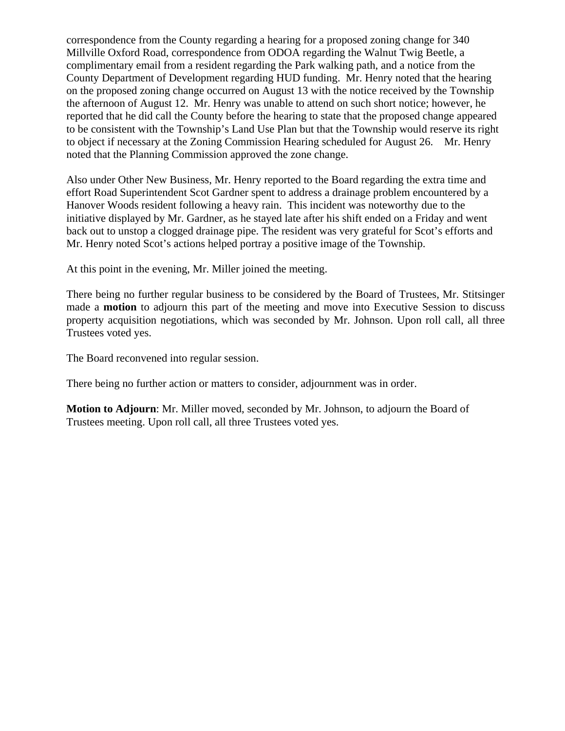correspondence from the County regarding a hearing for a proposed zoning change for 340 Millville Oxford Road, correspondence from ODOA regarding the Walnut Twig Beetle, a complimentary email from a resident regarding the Park walking path, and a notice from the County Department of Development regarding HUD funding. Mr. Henry noted that the hearing on the proposed zoning change occurred on August 13 with the notice received by the Township the afternoon of August 12. Mr. Henry was unable to attend on such short notice; however, he reported that he did call the County before the hearing to state that the proposed change appeared to be consistent with the Township's Land Use Plan but that the Township would reserve its right to object if necessary at the Zoning Commission Hearing scheduled for August 26. Mr. Henry noted that the Planning Commission approved the zone change.

Also under Other New Business, Mr. Henry reported to the Board regarding the extra time and effort Road Superintendent Scot Gardner spent to address a drainage problem encountered by a Hanover Woods resident following a heavy rain. This incident was noteworthy due to the initiative displayed by Mr. Gardner, as he stayed late after his shift ended on a Friday and went back out to unstop a clogged drainage pipe. The resident was very grateful for Scot's efforts and Mr. Henry noted Scot's actions helped portray a positive image of the Township.

At this point in the evening, Mr. Miller joined the meeting.

There being no further regular business to be considered by the Board of Trustees, Mr. Stitsinger made a **motion** to adjourn this part of the meeting and move into Executive Session to discuss property acquisition negotiations, which was seconded by Mr. Johnson. Upon roll call, all three Trustees voted yes.

The Board reconvened into regular session.

There being no further action or matters to consider, adjournment was in order.

**Motion to Adjourn**: Mr. Miller moved, seconded by Mr. Johnson, to adjourn the Board of Trustees meeting. Upon roll call, all three Trustees voted yes.